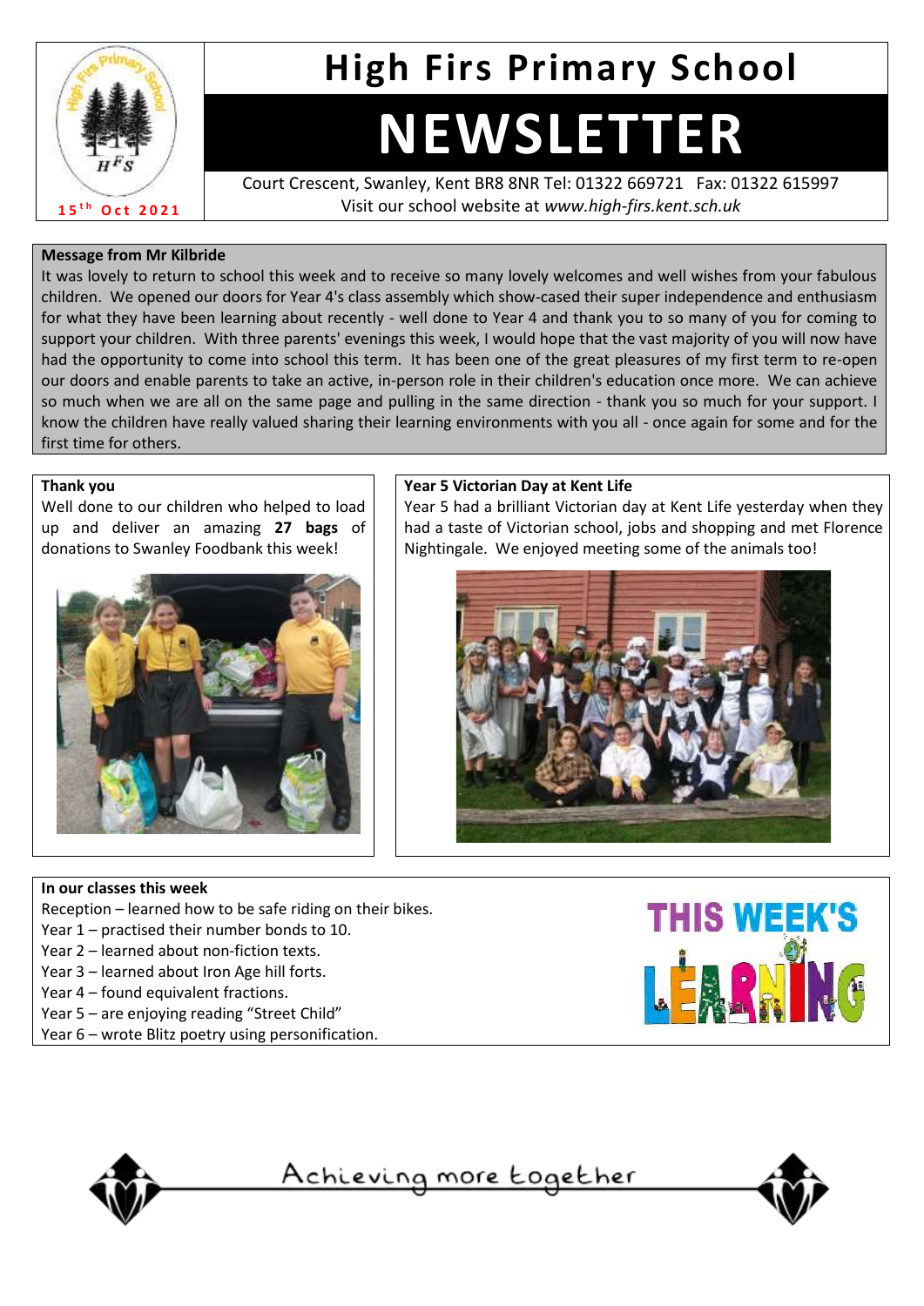# High Firs Primary School

# NEWSLETTER

15th Oct 2021

Court Crescent, Swanley, Kent BR8 8NR Tel: 01322 669721 Fax: 01322 615997
Visit our school website at *www.high-firs.kent.sch.uk*

**Message from Mr Kilbride**

It was lovely to return to school this week and to receive so many lovely welcomes and well wishes from your fabulous children. We opened our doors for Year 4's class assembly which show-cased their super independence and enthusiasm for what they have been learning about recently - well done to Year 4 and thank you to so many of you for coming to support your children. With three parents' evenings this week, I would hope that the vast majority of you will now have had the opportunity to come into school this term. It has been one of the great pleasures of my first term to re-open our doors and enable parents to take an active, in-person role in their children's education once more. We can achieve so much when we are all on the same page and pulling in the same direction - thank you so much for your support. I know the children have really valued sharing their learning environments with you all - once again for some and for the first time for others.

**Thank you**

Well done to our children who helped to load up and deliver an amazing **27 bags** of donations to Swanley Foodbank this week!

**Year 5 Victorian Day at Kent Life**

Year 5 had a brilliant Victorian day at Kent Life yesterday when they had a taste of Victorian school, jobs and shopping and met Florence Nightingale. We enjoyed meeting some of the animals too!

**In our classes this week**

Reception – learned how to be safe riding on their bikes.
Year 1 – practised their number bonds to 10.
Year 2 – learned about non-fiction texts.
Year 3 – learned about Iron Age hill forts.
Year 4 – found equivalent fractions.
Year 5 – are enjoying reading "Street Child"
Year 6 – wrote Blitz poetry using personification.

Achieving more together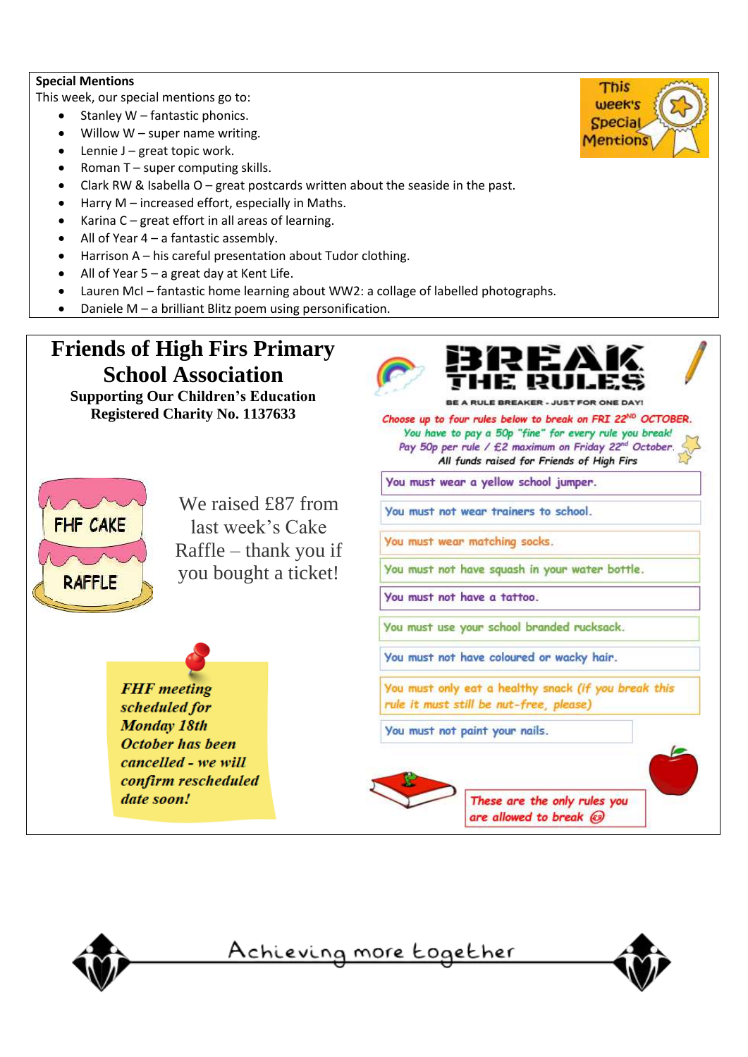## Special Mentions

This week, our special mentions go to:

- Stanley W – fantastic phonics.
- Willow W – super name writing.
- Lennie J – great topic work.
- Roman T – super computing skills.
- Clark RW & Isabella O – great postcards written about the seaside in the past.
- Harry M – increased effort, especially in Maths.
- Karina C – great effort in all areas of learning.
- All of Year 4 – a fantastic assembly.
- Harrison A – his careful presentation about Tudor clothing.
- All of Year 5 – a great day at Kent Life.
- Lauren McI – fantastic home learning about WW2: a collage of labelled photographs.
- Daniele M – a brilliant Blitz poem using personification.

This week's Special Mentions

# Friends of High Firs Primary School Association

**Supporting Our Children's Education**
**Registered Charity No. 1137633**

FHF CAKE RAFFLE

We raised £87 from last week's Cake Raffle – thank you if you bought a ticket!

***FHF meeting scheduled for Monday 18th October has been cancelled - we will confirm rescheduled date soon!***

## BREAK THE RULES

BE A RULE BREAKER - JUST FOR ONE DAY!

*Choose up to four rules below to break on FRI 22ND OCTOBER.*
*You have to pay a 50p "fine" for every rule you break!*
*Pay 50p per rule / £2 maximum on Friday 22nd October.*
*All funds raised for Friends of High Firs*

- You must wear a yellow school jumper.
- You must not wear trainers to school.
- You must wear matching socks.
- You must not have squash in your water bottle.
- You must not have a tattoo.
- You must use your school branded rucksack.
- You must not have coloured or wacky hair.
- You must only eat a healthy snack (if you break this rule it must still be nut-free, please)
- You must not paint your nails.

These are the only rules you are allowed to break ☺

Achieving more together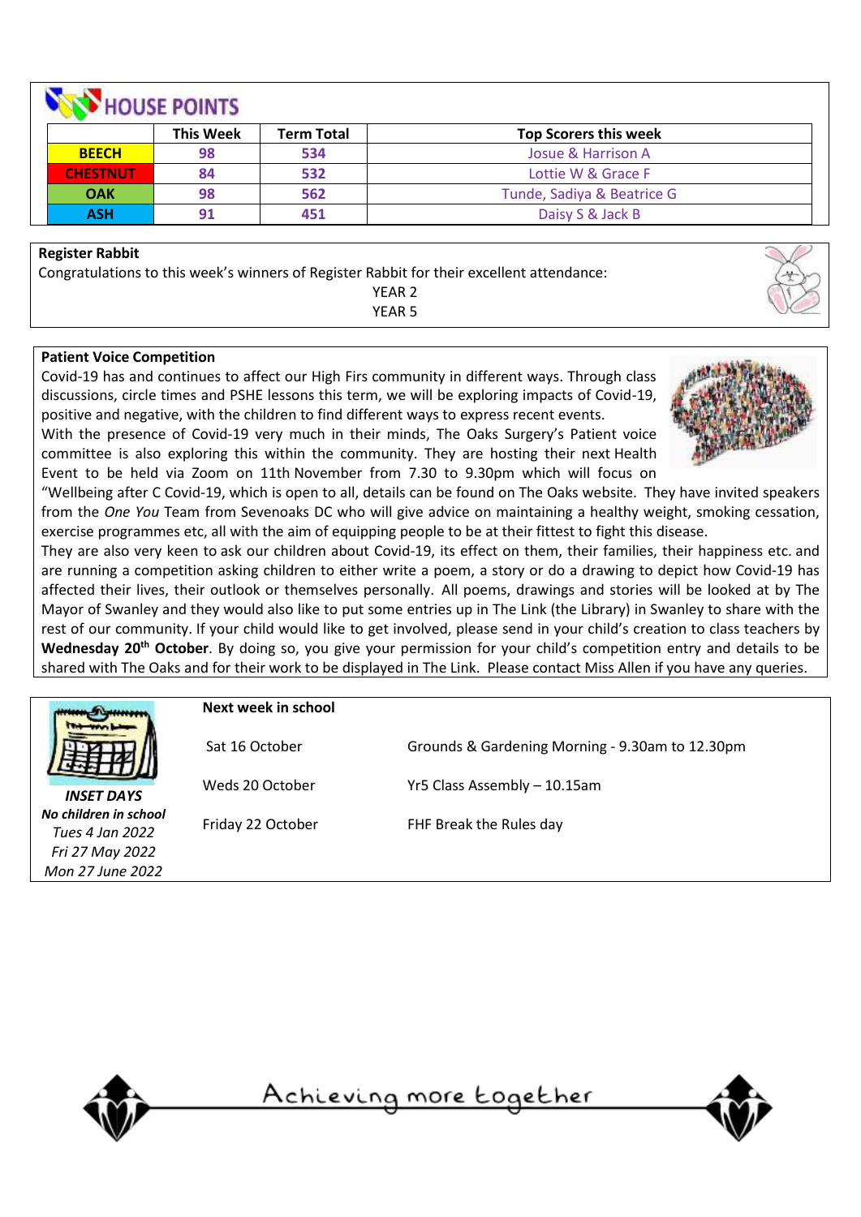## HOUSE POINTS

| | This Week | Term Total | Top Scorers this week |
|---|---|---|---|
| BEECH | 98 | 534 | Josue & Harrison A |
| CHESTNUT | 84 | 532 | Lottie W & Grace F |
| OAK | 98 | 562 | Tunde, Sadiya & Beatrice G |
| ASH | 91 | 451 | Daisy S & Jack B |

**Register Rabbit**

Congratulations to this week's winners of Register Rabbit for their excellent attendance:

YEAR 2

YEAR 5

**Patient Voice Competition**

Covid-19 has and continues to affect our High Firs community in different ways. Through class discussions, circle times and PSHE lessons this term, we will be exploring impacts of Covid-19, positive and negative, with the children to find different ways to express recent events.

With the presence of Covid-19 very much in their minds, The Oaks Surgery's Patient voice committee is also exploring this within the community. They are hosting their next Health Event to be held via Zoom on 11th November from 7.30 to 9.30pm which will focus on "Wellbeing after C Covid-19, which is open to all, details can be found on The Oaks website. They have invited speakers from the *One You* Team from Sevenoaks DC who will give advice on maintaining a healthy weight, smoking cessation, exercise programmes etc, all with the aim of equipping people to be at their fittest to fight this disease.

They are also very keen to ask our children about Covid-19, its effect on them, their families, their happiness etc. and are running a competition asking children to either write a poem, a story or do a drawing to depict how Covid-19 has affected their lives, their outlook or themselves personally. All poems, drawings and stories will be looked at by The Mayor of Swanley and they would also like to put some entries up in The Link (the Library) in Swanley to share with the rest of our community. If your child would like to get involved, please send in your child's creation to class teachers by **Wednesday 20th October**. By doing so, you give your permission for your child's competition entry and details to be shared with The Oaks and for their work to be displayed in The Link. Please contact Miss Allen if you have any queries.

***INSET DAYS***

***No children in school***

*Tues 4 Jan 2022*

*Fri 27 May 2022*

*Mon 27 June 2022*

**Next week in school**

| | |
|---|---|
| Sat 16 October | Grounds & Gardening Morning - 9.30am to 12.30pm |
| Weds 20 October | Yr5 Class Assembly – 10.15am |
| Friday 22 October | FHF Break the Rules day |

Achieving more together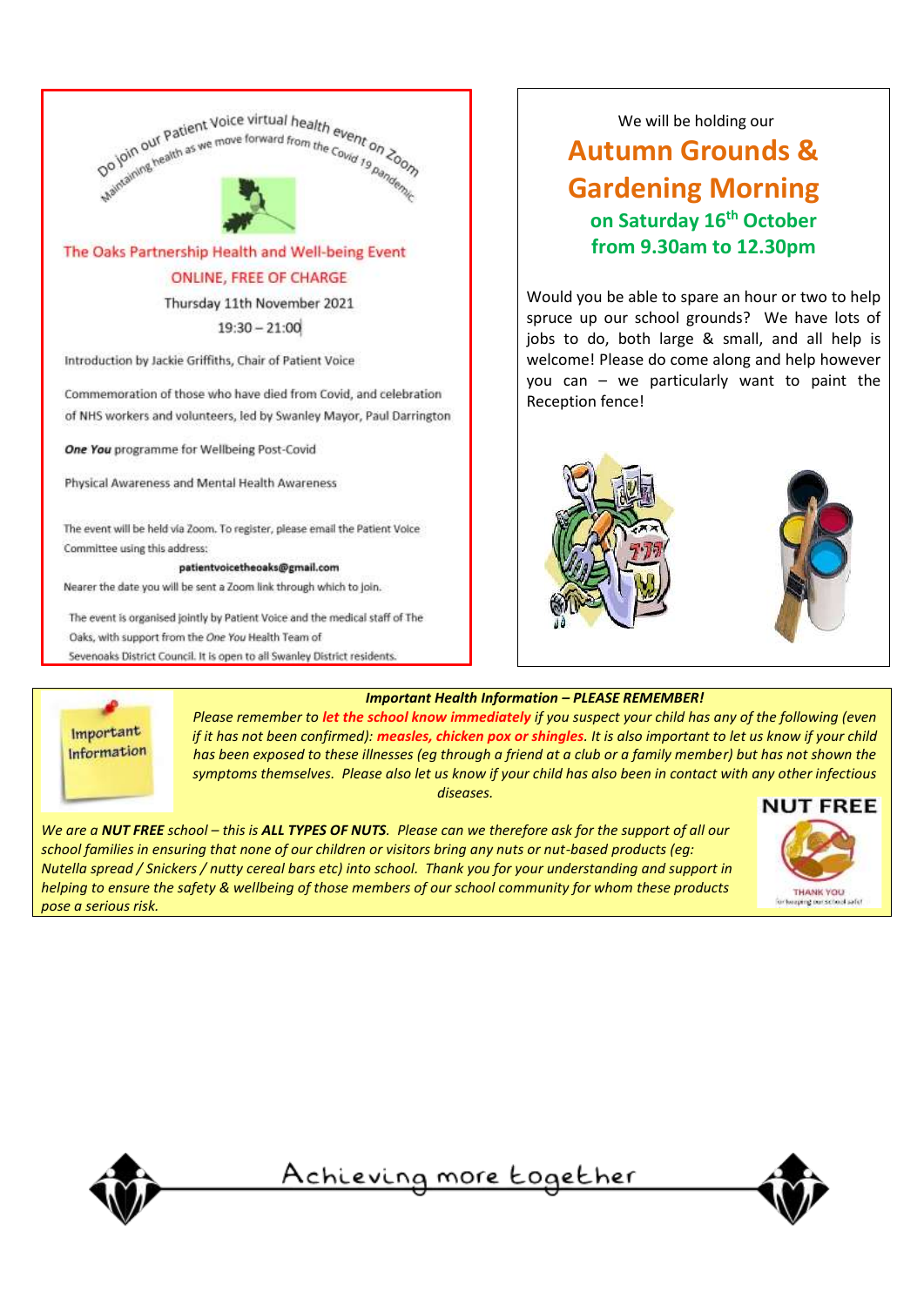Do join our Patient Voice virtual health event on Zoom
Maintaining health as we move forward from the Covid 19 pandemic.

## The Oaks Partnership Health and Well-being Event

**ONLINE, FREE OF CHARGE**

Thursday 11th November 2021

19:30 – 21:00

Introduction by Jackie Griffiths, Chair of Patient Voice

Commemoration of those who have died from Covid, and celebration of NHS workers and volunteers, led by Swanley Mayor, Paul Darrington

***One You*** programme for Wellbeing Post-Covid

Physical Awareness and Mental Health Awareness

The event will be held via Zoom. To register, please email the Patient Voice Committee using this address:

**patientvoicetheoaks@gmail.com**

Nearer the date you will be sent a Zoom link through which to join.

The event is organised jointly by Patient Voice and the medical staff of The Oaks, with support from the *One You* Health Team of Sevenoaks District Council. It is open to all Swanley District residents.

---

We will be holding our

## Autumn Grounds & Gardening Morning

**on Saturday 16th October from 9.30am to 12.30pm**

Would you be able to spare an hour or two to help spruce up our school grounds? We have lots of jobs to do, both large & small, and all help is welcome! Please do come along and help however you can – we particularly want to paint the Reception fence!

---

Important Information

***Important Health Information – PLEASE REMEMBER!***

*Please remember to **let the school know immediately** if you suspect your child has any of the following (even if it has not been confirmed): **measles, chicken pox or shingles**. It is also important to let us know if your child has been exposed to these illnesses (eg through a friend at a club or a family member) but has not shown the symptoms themselves. Please also let us know if your child has also been in contact with any other infectious diseases.*

NUT FREE

*We are a **NUT FREE** school – this is **ALL TYPES OF NUTS**. Please can we therefore ask for the support of all our school families in ensuring that none of our children or visitors bring any nuts or nut-based products (eg: Nutella spread / Snickers / nutty cereal bars etc) into school. Thank you for your understanding and support in helping to ensure the safety & wellbeing of those members of our school community for whom these products pose a serious risk.*

THANK YOU for keeping our school safe!

Achieving more together